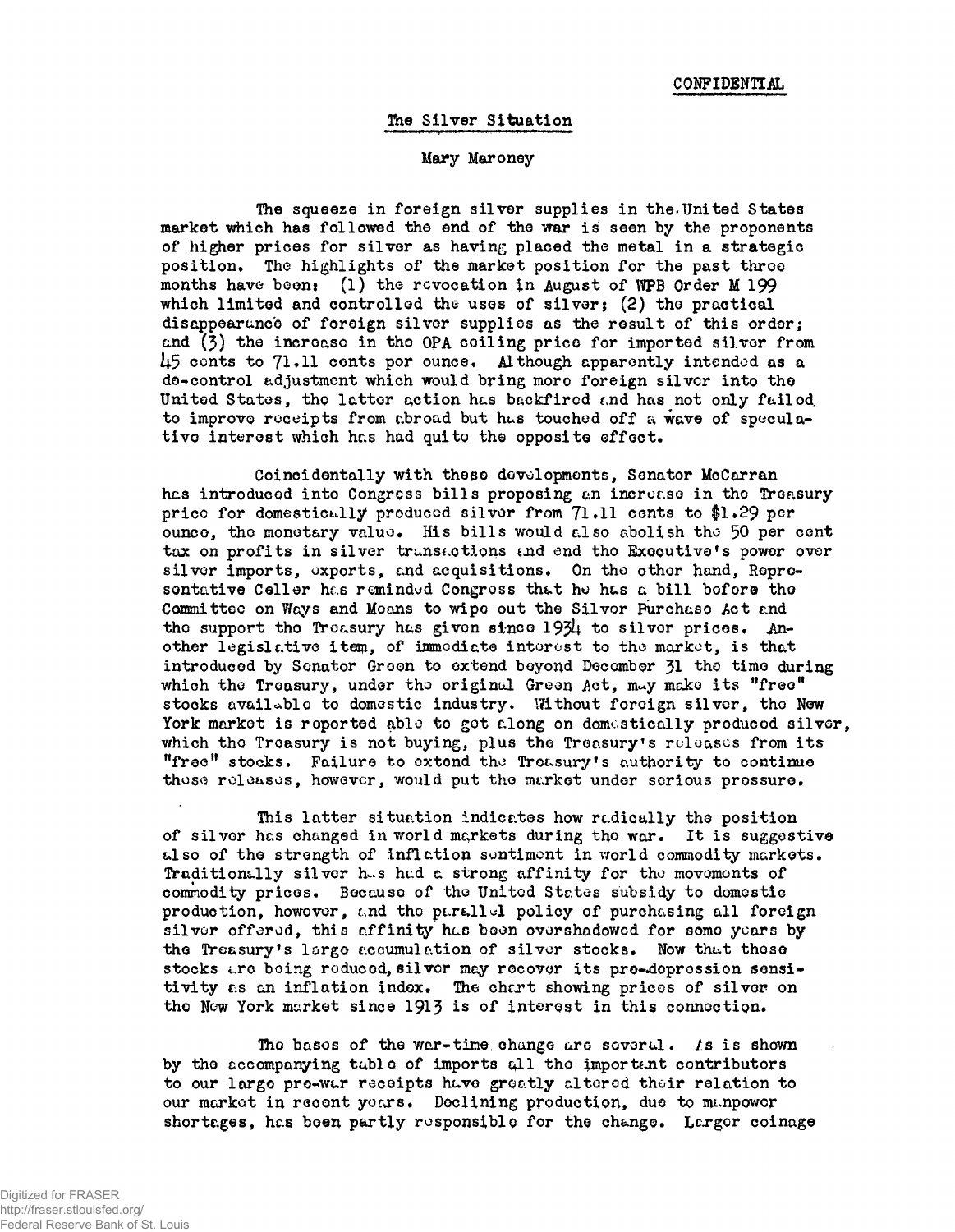CONFIDENTIAL

# The Silver Situation

Mary Maroney

The squeeze in foreign silver supplies in the United States market which has followed the end of the war is seen by the proponents of higher prices for silver as having placed the metal in a strategic position. The highlights of the market position for the past three months have been: (1) the revocation in August of WPB Order M 199 which limited and controlled the uses of silver; (2) the practical disappearance of foreign silver supplies as the result of this order; and (3) the increase in the OPA ceiling price for imported silver from 45 cents to 71.11 cents per ounce. Although apparently intended as a de-control adjustment which would bring more foreign silver into the United States, the latter action has backfired and has not only failed to improve receipts from abroad but has touched off a wave of speculative interest which has had quite the opposite effect.

Coincidentally with these developments, Senator McCarran has introduced into Congress bills proposing an increase in the Treasury price for domestically produced silver from 71.11 cents to $1.29 per ounce, the monetary value. His bills would also abolish the 50 per cent tax on profits in silver transactions and end the Executive's power over silver imports, exports, and acquisitions. On the other hand, Representative Celler has reminded Congress that he has a bill before the Committee on Ways and Means to wipe out the Silver Purchase Act and the support the Treasury has given since 1934 to silver prices. Another legislative item, of immediate interest to the market, is that introduced by Senator Green to extend beyond December 31 the time during which the Treasury, under the original Green Act, may make its "free" stocks available to domestic industry. Without foreign silver, the New York market is reported able to get along on domestically produced silver, which the Treasury is not buying, plus the Treasury's releases from its "free" stocks. Failure to extend the Treasury's authority to continue these releases, however, would put the market under serious pressure.

This latter situation indicates how radically the position of silver has changed in world markets during the war. It is suggestive also of the strength of inflation sentiment in world commodity markets. Traditionally silver has had a strong affinity for the movements of commodity prices. Because of the United States subsidy to domestic production, however, and the parallel policy of purchasing all foreign silver offered, this affinity has been overshadowed for some years by the Treasury's large accumulation of silver stocks. Now that these stocks are being reduced, silver may recover its pre-depression sensitivity as an inflation index. The chart showing prices of silver on the New York market since 1913 is of interest in this connection.

The bases of the war-time change are several. As is shown by the accompanying table of imports all the important contributors to our large pre-war receipts have greatly altered their relation to our market in recent years. Declining production, due to manpower shortages, has been partly responsible for the change. Larger coinage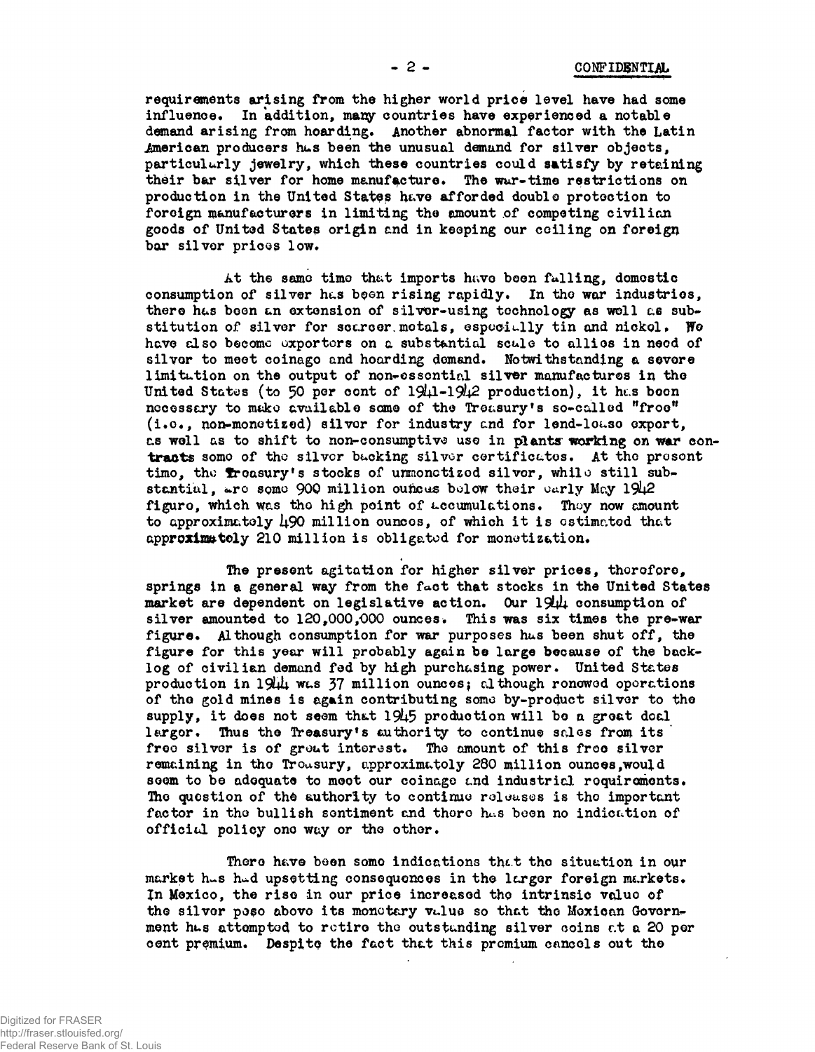requirements arising from the higher world price level have had some influence. In addition, many countries have experienced a notable demand arising from hoarding. Another abnormal factor with the Latin American producers has been the unusual demand for silver objects, particularly jewelry, which these countries could satisfy by retaining their bar silver for home manufacture. The war-time restrictions on production in the United States have afforded double protection to foreign manufacturers in limiting the amount of competing civilian goods of United States origin and in keeping our ceiling on foreign bar silver prices low.

At the same time that imports have been falling, domestic consumption of silver has been rising rapidly. In the war industries, there has been an extension of silver-using technology as well as substitution of silver for scarcer metals, especially tin and nickel. We have also become exporters on a substantial scale to allies in need of silver to meet coinage and hoarding demand. Notwithstanding a severe limitation on the output of non-essential silver manufactures in the United States (to 50 per cent of 1941-1942 production), it has been necessary to make available some of the Treasury's so-called "free" (i.e., non-monetized) silver for industry and for lend-lease export, as well as to shift to non-consumptive use in plants working on war contracts some of the silver backing silver certificates. At the present time, the Treasury's stocks of unmonetized silver, while still substantial, are some 900 million ounces below their early May 1942 figure, which was the high point of accumulations. They now amount to approximately 490 million ounces, of which it is estimated that approximately 210 million is obligated for monetization.

The present agitation for higher silver prices, therefore, springs in a general way from the fact that stocks in the United States market are dependent on legislative action. Our 1944 consumption of silver amounted to 120,000,000 ounces. This was six times the pre-war figure. Although consumption for war purposes has been shut off, the figure for this year will probably again be large because of the backlog of civilian demand fed by high purchasing power. United States production in 1944 was 37 million ounces; although renewed operations of the gold mines is again contributing some by-product silver to the supply, it does not seem that 1945 production will be a great deal larger. Thus the Treasury's authority to continue sales from its free silver is of great interest. The amount of this free silver remaining in the Treasury, approximately 280 million ounces, would seem to be adequate to meet our coinage and industrial requirements. The question of the authority to continue releases is the important factor in the bullish sentiment and there has been no indication of official policy one way or the other.

There have been some indications that the situation in our market has had upsetting consequences in the larger foreign markets. In Mexico, the rise in our price increased the intrinsic value of the silver peso above its monetary value so that the Mexican Government has attempted to retire the outstanding silver coins at a 20 per cent premium. Despite the fact that this premium cancels out the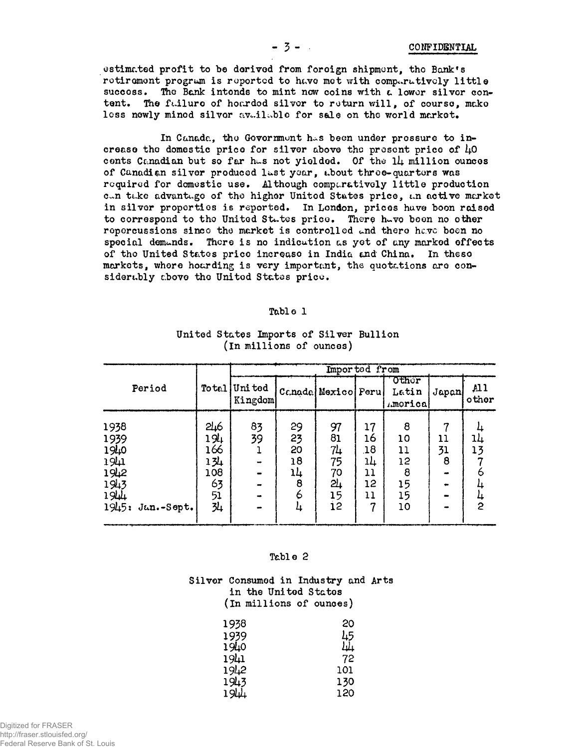CONFIDENTIAL

estimated profit to be derived from foreign shipment, the Bank's retirement program is reported to have met with comparatively little success. The Bank intends to mint new coins with a lower silver content. The failure of hoarded silver to return will, of course, make less newly mined silver available for sale on the world market.

In Canada, the Government has been under pressure to increase the domestic price for silver above the present price of 40 cents Canadian but so far has not yielded. Of the 14 million ounces of Canadian silver produced last year, about three-quarters was required for domestic use. Although comparatively little production can take advantage of the higher United States price, an active market in silver properties is reported. In London, prices have been raised to correspond to the United States price. There have been no other repercussions since the market is controlled and there have been no special demands. There is no indication as yet of any marked effects of the United States price increase in India and China. In these markets, where hoarding is very important, the quotations are considerably above the United States price.

Table 1

United States Imports of Silver Bullion
(In millions of ounces)

| Period | Total | Imported from | | | | | | |
|---|---|---|---|---|---|---|---|---|
| | | United Kingdom | Canada | Mexico | Peru | Other Latin America | Japan | All other |
| 1938 | 246 | 83 | 29 | 97 | 17 | 8 | 7 | 4 |
| 1939 | 194 | 39 | 23 | 81 | 16 | 10 | 11 | 14 |
| 1940 | 166 | 1 | 20 | 74 | 18 | 11 | 31 | 13 |
| 1941 | 134 | - | 18 | 75 | 14 | 12 | 8 | 7 |
| 1942 | 108 | - | 14 | 70 | 11 | 8 | - | 6 |
| 1943 | 63 | - | 8 | 24 | 12 | 15 | - | 4 |
| 1944 | 51 | - | 6 | 15 | 11 | 15 | - | 4 |
| 1945: Jan.-Sept. | 34 | - | 4 | 12 | 7 | 10 | - | 2 |

Table 2

Silver Consumed in Industry and Arts
in the United States
(In millions of ounces)

| Year | Amount |
|---|---|
| 1938 | 20 |
| 1939 | 45 |
| 1940 | 44 |
| 1941 | 72 |
| 1942 | 101 |
| 1943 | 130 |
| 1944 | 120 |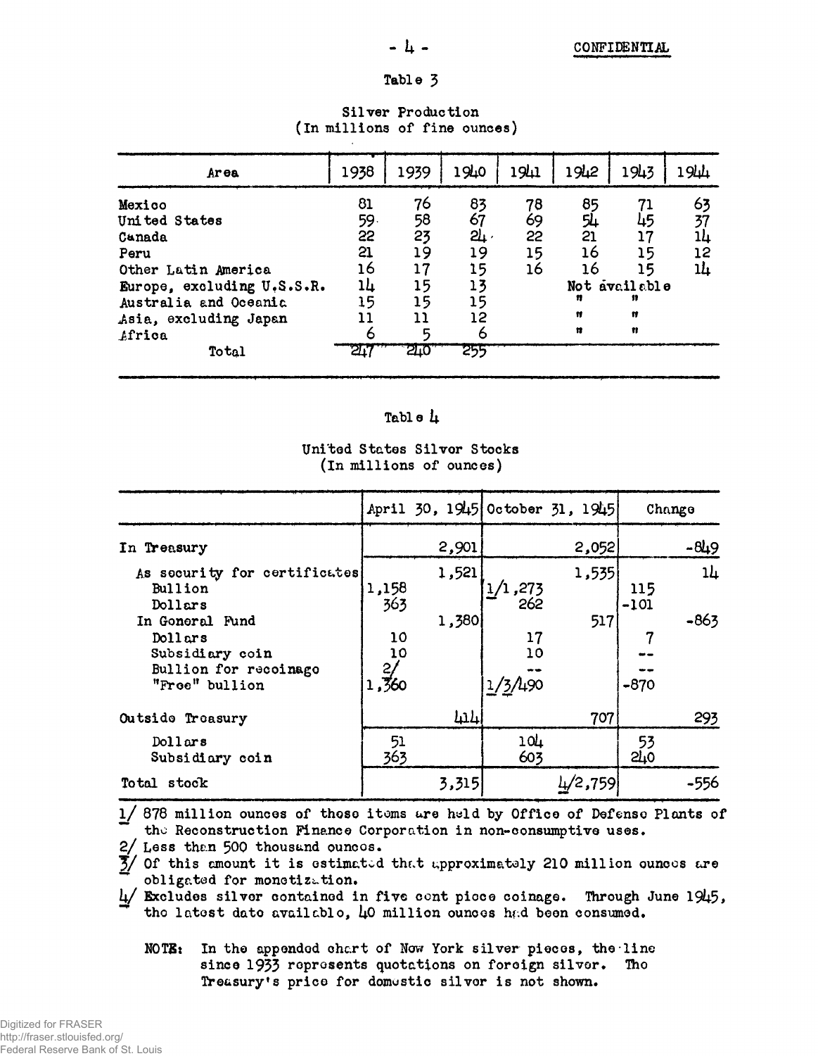CONFIDENTIAL

## Table 3

### Silver Production
(In millions of fine ounces)

| Area | 1938 | 1939 | 1940 | 1941 | 1942 | 1943 | 1944 |
|---|---|---|---|---|---|---|---|
| Mexico | 81 | 76 | 83 | 78 | 85 | 71 | 63 |
| United States | 59 | 58 | 67 | 69 | 54 | 45 | 37 |
| Canada | 22 | 23 | 24 | 22 | 21 | 17 | 14 |
| Peru | 21 | 19 | 19 | 15 | 16 | 15 | 12 |
| Other Latin America | 16 | 17 | 15 | 16 | 16 | 15 | 14 |
| Europe, excluding U.S.S.R. | 14 | 15 | 13 | | Not available | | |
| Australia and Oceania | 15 | 15 | 15 | | " | " | |
| Asia, excluding Japan | 11 | 11 | 12 | | " | " | |
| Africa | 6 | 5 | 6 | | " | " | |
| Total | 247 | 240 | 255 | | | | |

## Table 4

### United States Silver Stocks
(In millions of ounces)

| | April 30, 1945 | | October 31, 1945 | | Change | |
|---|---|---|---|---|---|---|
| In Treasury | | 2,901 | | 2,052 | | -849 |
| As security for certificates | | 1,521 | | 1,535 | | 14 |
| Bullion | 1,158 | | 1/1,273 | | 115 | |
| Dollars | 363 | | 262 | | -101 | |
| In General Fund | | 1,380 | | 517 | | -863 |
| Dollars | 10 | | 17 | | 7 | |
| Subsidiary coin | 10 | | 10 | | -- | |
| Bullion for recoinage | 2/ | | -- | | -- | |
| "Free" bullion | 1,360 | | 1/3/490 | | -870 | |
| Outside Treasury | | 414 | | 707 | | 293 |
| Dollars | 51 | | 104 | | 53 | |
| Subsidiary coin | 363 | | 603 | | 240 | |
| Total stock | | 3,315 | | 4/2,759 | | -556 |

1/ 878 million ounces of these items are held by Office of Defense Plants of the Reconstruction Finance Corporation in non-consumptive uses.

2/ Less than 500 thousand ounces.

3/ Of this amount it is estimated that approximately 210 million ounces are obligated for monetization.

4/ Excludes silver contained in five cent piece coinage. Through June 1945, the latest date available, 40 million ounces had been consumed.

**NOTE:** In the appended chart of New York silver pieces, the line since 1933 represents quotations on foreign silver. The Treasury's price for domestic silver is not shown.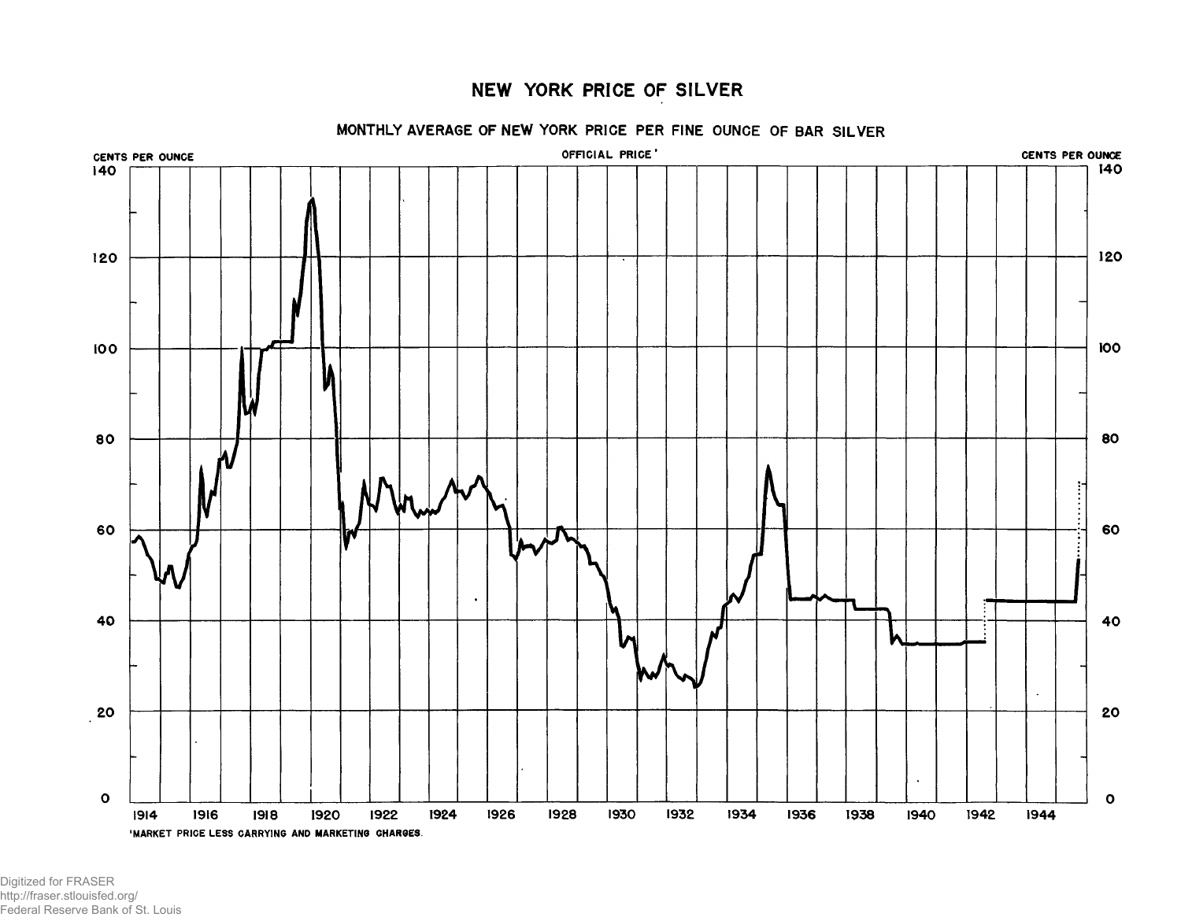# NEW YORK PRICE OF SILVER

## MONTHLY AVERAGE OF NEW YORK PRICE PER FINE OUNCE OF BAR SILVER

CENTS PER OUNCE

OFFICIAL PRICE[1]

CENTS PER OUNCE

140

120

100

80

60

40

20

0

1914 1916 1918 1920 1922 1924 1926 1928 1930 1932 1934 1936 1938 1940 1942 1944

[1]MARKET PRICE LESS CARRYING AND MARKETING CHARGES.